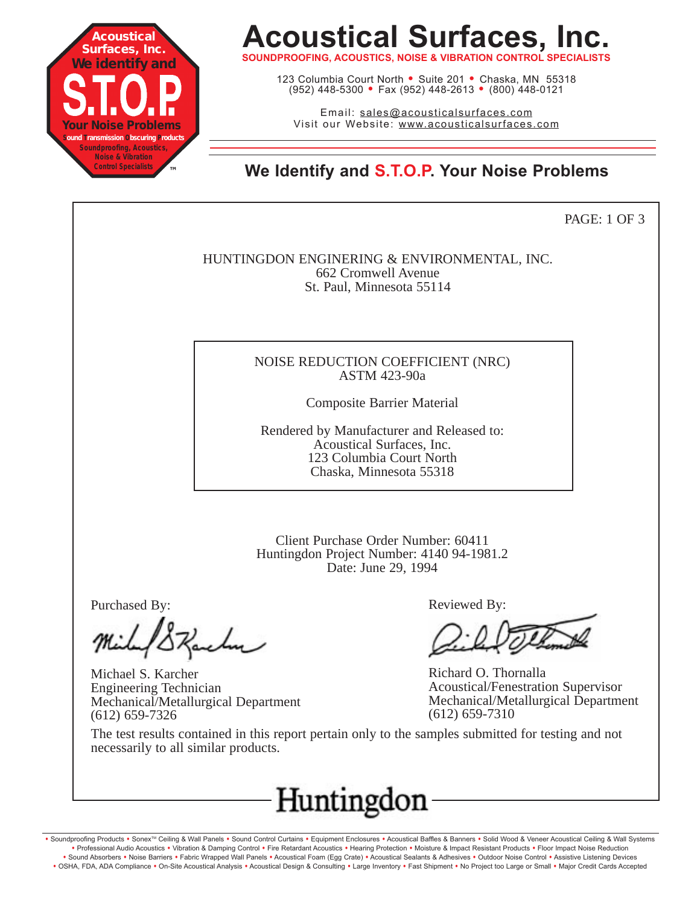# Acoustical Surfaces, Inc.

**SOUNDPROOFING, ACOUSTICS, NOISE & VIBRATION CONTROL SPECIALISTS**

123 Columbia Court North • Suite 201 • Chaska, MN 55318
(952) 448-5300 • Fax (952) 448-2613 • (800) 448-0121

Email: sales@acousticalsurfaces.com
Visit our Website: www.acousticalsurfaces.com

## We Identify and S.T.O.P. Your Noise Problems

PAGE: 1 OF 3

HUNTINGDON ENGINERING & ENVIRONMENTAL, INC.
662 Cromwell Avenue
St. Paul, Minnesota 55114

NOISE REDUCTION COEFFICIENT (NRC)
ASTM 423-90a

Composite Barrier Material

Rendered by Manufacturer and Released to:
Acoustical Surfaces, Inc.
123 Columbia Court North
Chaska, Minnesota 55318

Client Purchase Order Number: 60411
Huntingdon Project Number: 4140 94-1981.2
Date: June 29, 1994

Purchased By:

Michael S. Karcher
Engineering Technician
Mechanical/Metallurgical Department
(612) 659-7326

Reviewed By:

Richard O. Thornalla
Acoustical/Fenestration Supervisor
Mechanical/Metallurgical Department
(612) 659-7310

The test results contained in this report pertain only to the samples submitted for testing and not necessarily to all similar products.

Huntingdon

• Soundproofing Products • Sonex™ Ceiling & Wall Panels • Sound Control Curtains • Equipment Enclosures • Acoustical Baffles & Banners • Solid Wood & Veneer Acoustical Ceiling & Wall Systems • Professional Audio Acoustics • Vibration & Damping Control • Fire Retardant Acoustics • Hearing Protection • Moisture & Impact Resistant Products • Floor Impact Noise Reduction • Sound Absorbers • Noise Barriers • Fabric Wrapped Wall Panels • Acoustical Foam (Egg Crate) • Acoustical Sealants & Adhesives • Outdoor Noise Control • Assistive Listening Devices • OSHA, FDA, ADA Compliance • On-Site Acoustical Analysis • Acoustical Design & Consulting • Large Inventory • Fast Shipment • No Project too Large or Small • Major Credit Cards Accepted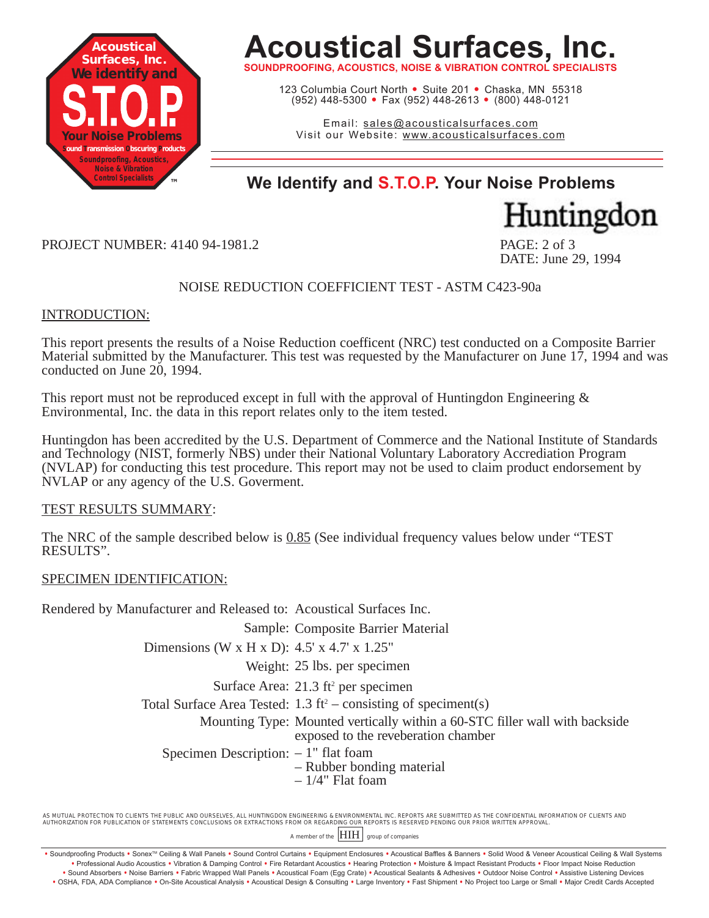# Acoustical Surfaces, Inc.

**SOUNDPROOFING, ACOUSTICS, NOISE & VIBRATION CONTROL SPECIALISTS**

123 Columbia Court North • Suite 201 • Chaska, MN 55318
(952) 448-5300 • Fax (952) 448-2613 • (800) 448-0121

Email: sales@acousticalsurfaces.com
Visit our Website: www.acousticalsurfaces.com

## We Identify and S.T.O.P. Your Noise Problems

Huntingdon

PROJECT NUMBER: 4140 94-1981.2

PAGE: 2 of 3
DATE: June 29, 1994

NOISE REDUCTION COEFFICIENT TEST - ASTM C423-90a

INTRODUCTION:

This report presents the results of a Noise Reduction coefficent (NRC) test conducted on a Composite Barrier Material submitted by the Manufacturer. This test was requested by the Manufacturer on June 17, 1994 and was conducted on June 20, 1994.

This report must not be reproduced except in full with the approval of Huntingdon Engineering & Environmental, Inc. the data in this report relates only to the item tested.

Huntingdon has been accredited by the U.S. Department of Commerce and the National Institute of Standards and Technology (NIST, formerly NBS) under their National Voluntary Laboratory Accrediation Program (NVLAP) for conducting this test procedure. This report may not be used to claim product endorsement by NVLAP or any agency of the U.S. Goverment.

TEST RESULTS SUMMARY:

The NRC of the sample described below is 0.85 (See individual frequency values below under "TEST RESULTS".

SPECIMEN IDENTIFICATION:

Rendered by Manufacturer and Released to: Acoustical Surfaces Inc.

Sample: Composite Barrier Material

Dimensions (W x H x D): 4.5' x 4.7' x 1.25"

Weight: 25 lbs. per specimen

Surface Area: 21.3 ft² per specimen

Total Surface Area Tested: 1.3 ft² – consisting of speciment(s)

Mounting Type: Mounted vertically within a 60-STC filler wall with backside exposed to the reveberation chamber

Specimen Description:
- 1" flat foam
- Rubber bonding material
- 1/4" Flat foam

AS MUTUAL PROTECTION TO CLIENTS THE PUBLIC AND OURSELVES, ALL HUNTINGDON ENGINEERING & ENVIRONMENTAL INC. REPORTS ARE SUBMITTED AS THE CONFIDENTIAL INFORMATION OF CLIENTS AND AUTHORIZATION FOR PUBLICATION OF STATEMENTS CONCLUSIONS OR EXTRACTIONS FROM OR REGARDING OUR REPORTS IS RESERVED PENDING OUR PRIOR WRITTEN APPROVAL.

A member of the HIH group of companies

• Soundproofing Products • Sonex™ Ceiling & Wall Panels • Sound Control Curtains • Equipment Enclosures • Acoustical Baffles & Banners • Solid Wood & Veneer Acoustical Ceiling & Wall Systems • Professional Audio Acoustics • Vibration & Damping Control • Fire Retardant Acoustics • Hearing Protection • Moisture & Impact Resistant Products • Floor Impact Noise Reduction • Sound Absorbers • Noise Barriers • Fabric Wrapped Wall Panels • Acoustical Foam (Egg Crate) • Acoustical Sealants & Adhesives • Outdoor Noise Control • Assistive Listening Devices • OSHA, FDA, ADA Compliance • On-Site Acoustical Analysis • Acoustical Design & Consulting • Large Inventory • Fast Shipment • No Project too Large or Small • Major Credit Cards Accepted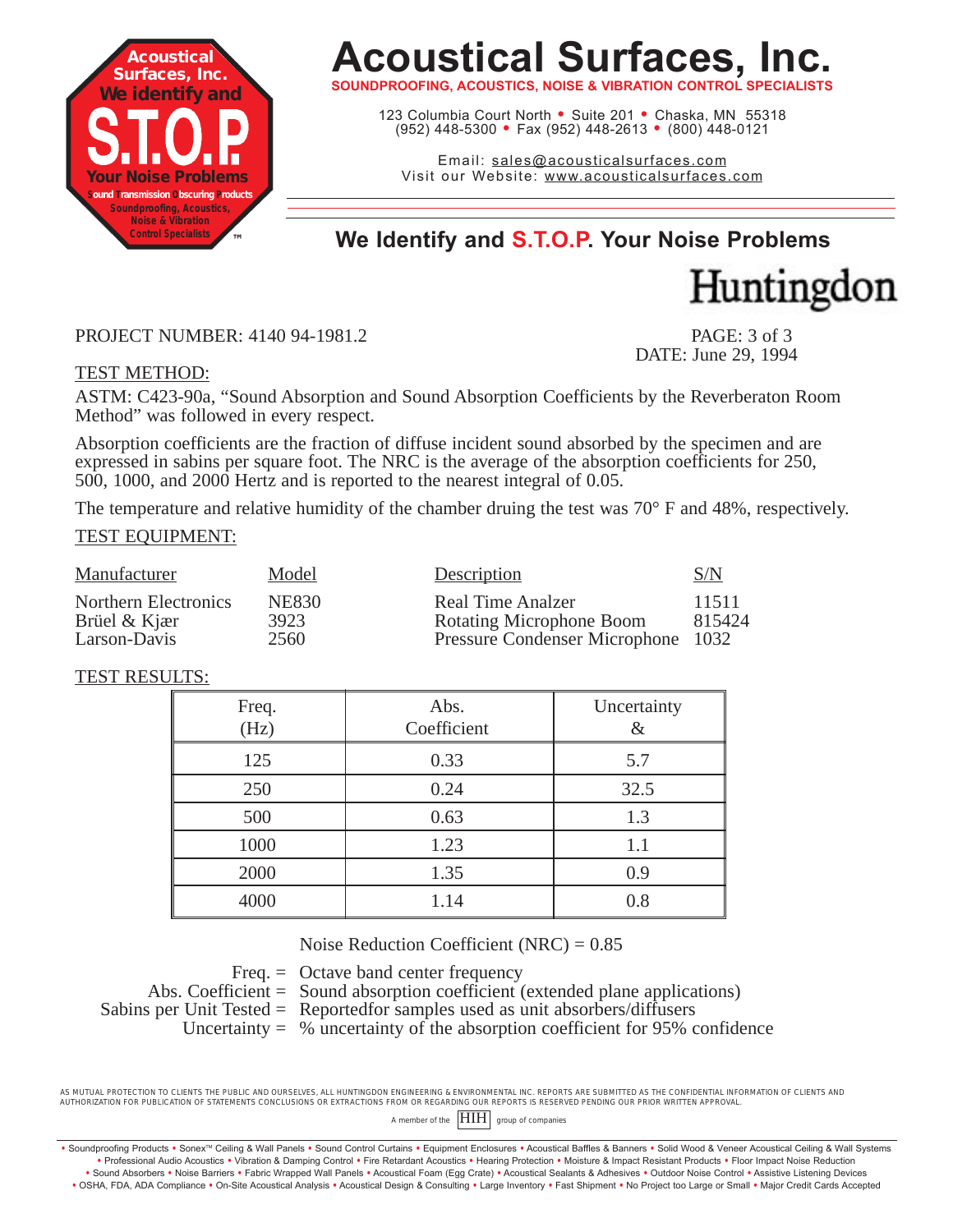# Acoustical Surfaces, Inc.

**SOUNDPROOFING, ACOUSTICS, NOISE & VIBRATION CONTROL SPECIALISTS**

123 Columbia Court North • Suite 201 • Chaska, MN 55318
(952) 448-5300 • Fax (952) 448-2613 • (800) 448-0121

Email: sales@acousticalsurfaces.com
Visit our Website: www.acousticalsurfaces.com

## We Identify and S.T.O.P. Your Noise Problems

Huntingdon

PROJECT NUMBER: 4140 94-1981.2

DATE: June 29, 1994

TEST METHOD:

ASTM: C423-90a, "Sound Absorption and Sound Absorption Coefficients by the Reverberaton Room Method" was followed in every respect.

Absorption coefficients are the fraction of diffuse incident sound absorbed by the specimen and are expressed in sabins per square foot. The NRC is the average of the absorption coefficients for 250, 500, 1000, and 2000 Hertz and is reported to the nearest integral of 0.05.

The temperature and relative humidity of the chamber druing the test was 70° F and 48%, respectively.

TEST EQUIPMENT:

| Manufacturer | Model | Description | S/N |
|---|---|---|---|
| Northern Electronics | NE830 | Real Time Analzer | 11511 |
| Brüel & Kjær | 3923 | Rotating Microphone Boom | 815424 |
| Larson-Davis | 2560 | Pressure Condenser Microphone | 1032 |

TEST RESULTS:

| Freq. (Hz) | Abs. Coefficient | Uncertainty & |
|---|---|---|
| 125 | 0.33 | 5.7 |
| 250 | 0.24 | 32.5 |
| 500 | 0.63 | 1.3 |
| 1000 | 1.23 | 1.1 |
| 2000 | 1.35 | 0.9 |
| 4000 | 1.14 | 0.8 |

Noise Reduction Coefficient (NRC) = 0.85

Freq. = Octave band center frequency
Abs. Coefficient = Sound absorption coefficient (extended plane applications)
Sabins per Unit Tested = Reportedfor samples used as unit absorbers/diffusers
Uncertainty = % uncertainty of the absorption coefficient for 95% confidence

AS MUTUAL PROTECTION TO CLIENTS THE PUBLIC AND OURSELVES, ALL HUNTINGDON ENGINEERING & ENVIRONMENTAL INC. REPORTS ARE SUBMITTED AS THE CONFIDENTIAL INFORMATION OF CLIENTS AND AUTHORIZATION FOR PUBLICATION OF STATEMENTS CONCLUSIONS OR EXTRACTIONS FROM OR REGARDING OUR REPORTS IS RESERVED PENDING OUR PRIOR WRITTEN APPROVAL.

A member of the HIH group of companies

• Soundproofing Products • Sonex™ Ceiling & Wall Panels • Sound Control Curtains • Equipment Enclosures • Acoustical Baffles & Banners • Solid Wood & Veneer Acoustical Ceiling & Wall Systems • Professional Audio Acoustics • Vibration & Damping Control • Fire Retardant Acoustics • Hearing Protection • Moisture & Impact Resistant Products • Floor Impact Noise Reduction • Sound Absorbers • Noise Barriers • Fabric Wrapped Wall Panels • Acoustical Foam (Egg Crate) • Acoustical Sealants & Adhesives • Outdoor Noise Control • Assistive Listening Devices • OSHA, FDA, ADA Compliance • On-Site Acoustical Analysis • Acoustical Design & Consulting • Large Inventory • Fast Shipment • No Project too Large or Small • Major Credit Cards Accepted